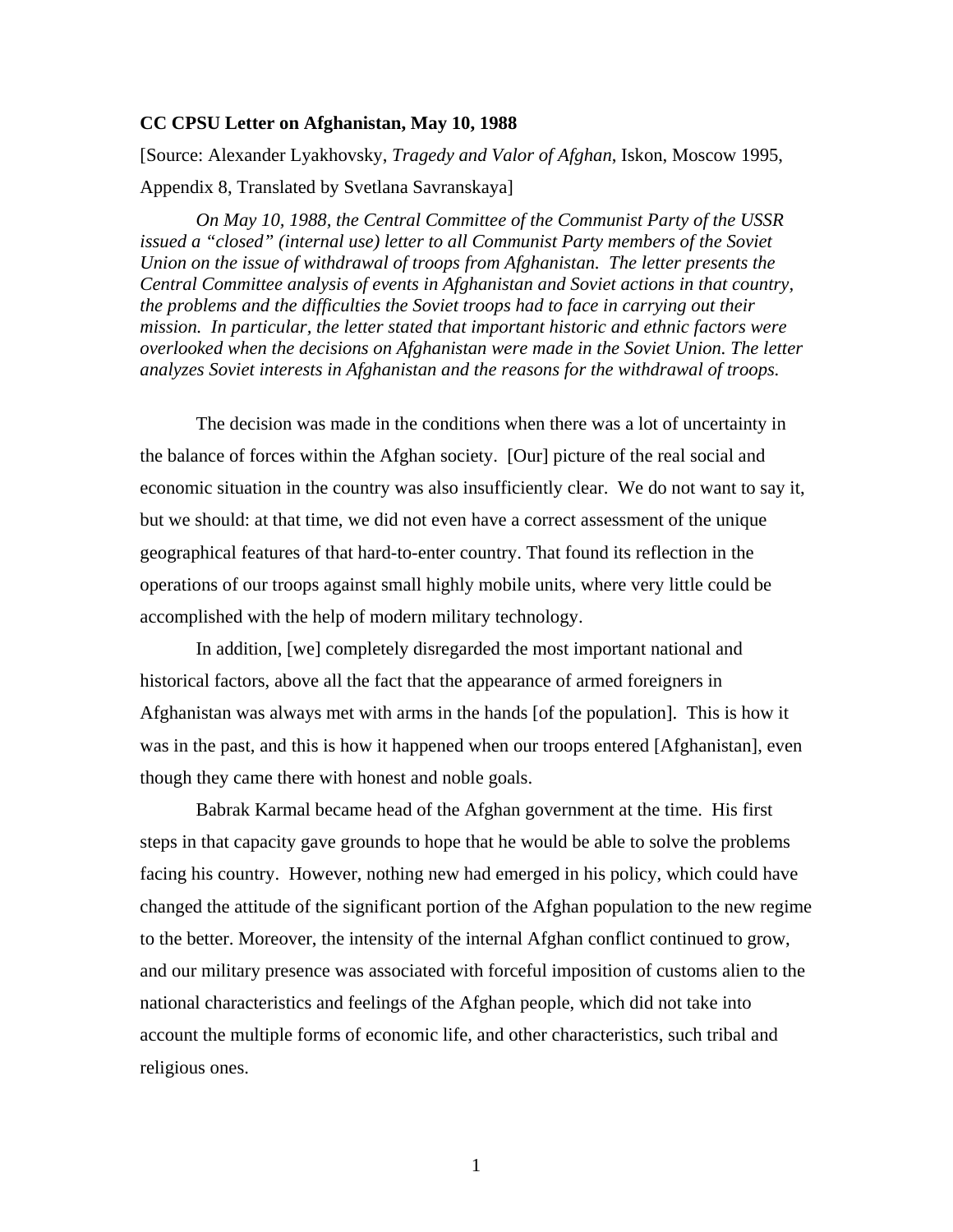**CC CPSU Letter on Afghanistan, May 10, 1988**

[Source: Alexander Lyakhovsky, *Tragedy and Valor of Afghan*, Iskon, Moscow 1995, Appendix 8, Translated by Svetlana Savranskaya]

*On May 10, 1988, the Central Committee of the Communist Party of the USSR issued a "closed" (internal use) letter to all Communist Party members of the Soviet Union on the issue of withdrawal of troops from Afghanistan. The letter presents the Central Committee analysis of events in Afghanistan and Soviet actions in that country, the problems and the difficulties the Soviet troops had to face in carrying out their mission. In particular, the letter stated that important historic and ethnic factors were overlooked when the decisions on Afghanistan were made in the Soviet Union. The letter analyzes Soviet interests in Afghanistan and the reasons for the withdrawal of troops.*

The decision was made in the conditions when there was a lot of uncertainty in the balance of forces within the Afghan society. [Our] picture of the real social and economic situation in the country was also insufficiently clear. We do not want to say it, but we should: at that time, we did not even have a correct assessment of the unique geographical features of that hard-to-enter country. That found its reflection in the operations of our troops against small highly mobile units, where very little could be accomplished with the help of modern military technology.

In addition, [we] completely disregarded the most important national and historical factors, above all the fact that the appearance of armed foreigners in Afghanistan was always met with arms in the hands [of the population]. This is how it was in the past, and this is how it happened when our troops entered [Afghanistan], even though they came there with honest and noble goals.

Babrak Karmal became head of the Afghan government at the time. His first steps in that capacity gave grounds to hope that he would be able to solve the problems facing his country. However, nothing new had emerged in his policy, which could have changed the attitude of the significant portion of the Afghan population to the new regime to the better. Moreover, the intensity of the internal Afghan conflict continued to grow, and our military presence was associated with forceful imposition of customs alien to the national characteristics and feelings of the Afghan people, which did not take into account the multiple forms of economic life, and other characteristics, such tribal and religious ones.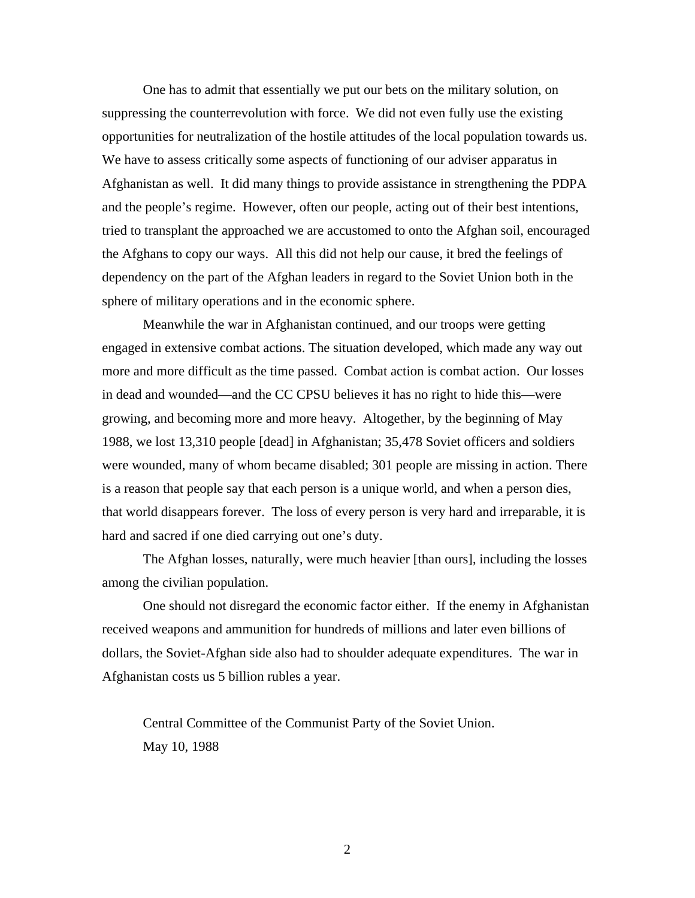One has to admit that essentially we put our bets on the military solution, on suppressing the counterrevolution with force. We did not even fully use the existing opportunities for neutralization of the hostile attitudes of the local population towards us. We have to assess critically some aspects of functioning of our adviser apparatus in Afghanistan as well. It did many things to provide assistance in strengthening the PDPA and the people's regime. However, often our people, acting out of their best intentions, tried to transplant the approached we are accustomed to onto the Afghan soil, encouraged the Afghans to copy our ways. All this did not help our cause, it bred the feelings of dependency on the part of the Afghan leaders in regard to the Soviet Union both in the sphere of military operations and in the economic sphere.

Meanwhile the war in Afghanistan continued, and our troops were getting engaged in extensive combat actions. The situation developed, which made any way out more and more difficult as the time passed. Combat action is combat action. Our losses in dead and wounded—and the CC CPSU believes it has no right to hide this—were growing, and becoming more and more heavy. Altogether, by the beginning of May 1988, we lost 13,310 people [dead] in Afghanistan; 35,478 Soviet officers and soldiers were wounded, many of whom became disabled; 301 people are missing in action. There is a reason that people say that each person is a unique world, and when a person dies, that world disappears forever. The loss of every person is very hard and irreparable, it is hard and sacred if one died carrying out one's duty.

The Afghan losses, naturally, were much heavier [than ours], including the losses among the civilian population.

One should not disregard the economic factor either. If the enemy in Afghanistan received weapons and ammunition for hundreds of millions and later even billions of dollars, the Soviet-Afghan side also had to shoulder adequate expenditures. The war in Afghanistan costs us 5 billion rubles a year.

Central Committee of the Communist Party of the Soviet Union.
May 10, 1988